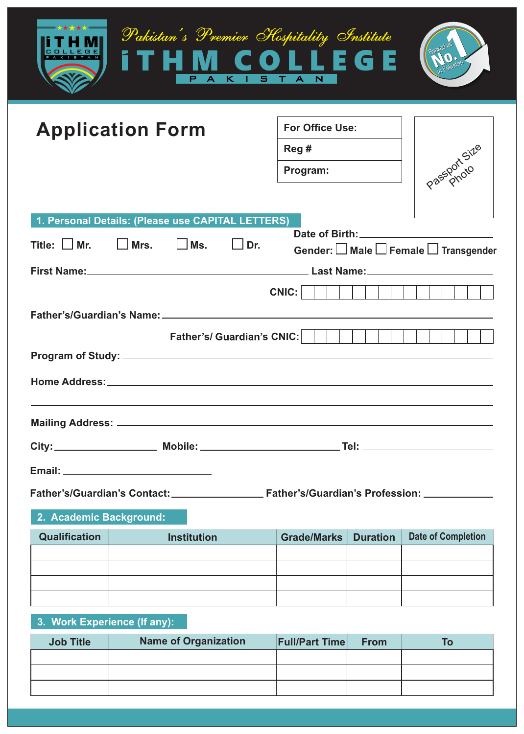Pakistan's Premier Hospitality Institute

# iTHM COLLEGE

PAKISTAN

Ranked as No. 1 in Pakistan

## Application Form

| For Office Use: |
|---|
| Reg # |
| Program: |

Passport Size Photo

### 1. Personal Details: (Please use CAPITAL LETTERS)

Title: ☐ Mr. ☐ Mrs. ☐ Ms. ☐ Dr.

Date of Birth: ____________________

Gender: ☐ Male ☐ Female ☐ Transgender

First Name: ____________________ Last Name: ____________________

CNIC: ☐☐☐☐☐☐☐☐☐☐☐☐☐☐☐

Father's/Guardian's Name: ____________________

Father's/ Guardian's CNIC: ☐☐☐☐☐☐☐☐☐☐☐☐☐☐☐

Program of Study: ____________________

Home Address: ____________________

____________________

Mailing Address: ____________________

City: ____________ Mobile: ____________ Tel: ____________

Email: ____________________

Father's/Guardian's Contact: ____________ Father's/Guardian's Profession: ____________

### 2. Academic Background:

| Qualification | Institution | Grade/Marks | Duration | Date of Completion |
|---|---|---|---|---|
| | | | | |
| | | | | |
| | | | | |
| | | | | |

### 3. Work Experience (If any):

| Job Title | Name of Organization | Full/Part Time | From | To |
|---|---|---|---|---|
| | | | | |
| | | | | |
| | | | | |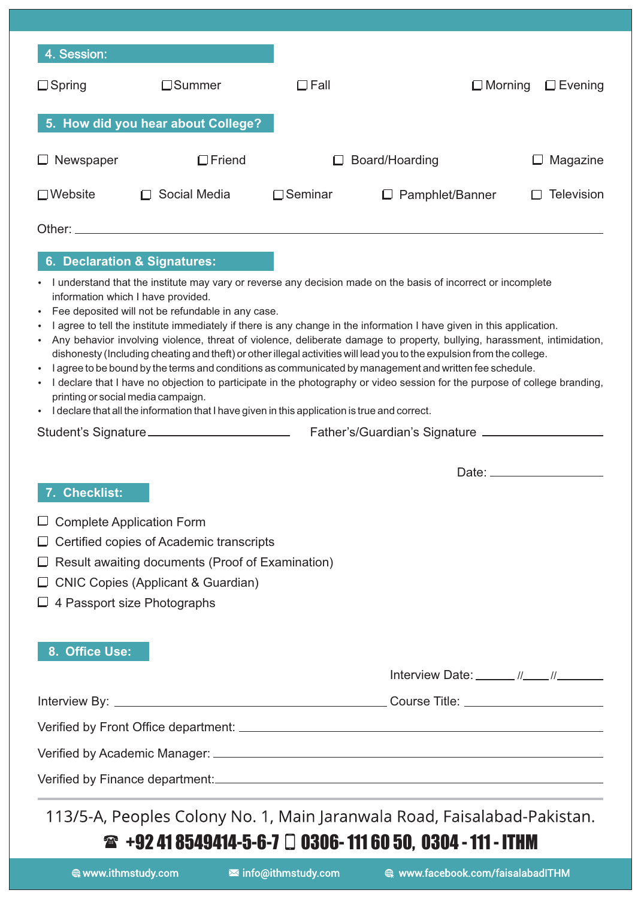## 4. Session:

☐ Spring ☐ Summer ☐ Fall ☐ Morning ☐ Evening

## 5. How did you hear about College?

☐ Newspaper ☐ Friend ☐ Board/Hoarding ☐ Magazine

☐ Website ☐ Social Media ☐ Seminar ☐ Pamphlet/Banner ☐ Television

Other: ____________________________________________

## 6. Declaration & Signatures:

- I understand that the institute may vary or reverse any decision made on the basis of incorrect or incomplete information which I have provided.
- Fee deposited will not be refundable in any case.
- I agree to tell the institute immediately if there is any change in the information I have given in this application.
- Any behavior involving violence, threat of violence, deliberate damage to property, bullying, harassment, intimidation, dishonesty (Including cheating and theft) or other illegal activities will lead you to the expulsion from the college.
- I agree to be bound by the terms and conditions as communicated by management and written fee schedule.
- I declare that I have no objection to participate in the photography or video session for the purpose of college branding, printing or social media campaign.
- I declare that all the information that I have given in this application is true and correct.

Student's Signature ____________________ Father's/Guardian's Signature ____________________

Date: ________________

## 7. Checklist:

☐ Complete Application Form

☐ Certified copies of Academic transcripts

☐ Result awaiting documents (Proof of Examination)

☐ CNIC Copies (Applicant & Guardian)

☐ 4 Passport size Photographs

## 8. Office Use:

Interview Date: ______ //______ //________

Interview By: ______________________________ Course Title: ____________________

Verified by Front Office department: ______________________________

Verified by Academic Manager: ______________________________

Verified by Finance department: ______________________________

113/5-A, Peoples Colony No. 1, Main Jaranwala Road, Faisalabad-Pakistan.

☎ +92 41 8549414-5-6-7 📱 0306- 111 60 50, 0304 - 111 - ITHM

www.ithmstudy.com ✉ info@ithmstudy.com www.facebook.com/faisalabadITHM